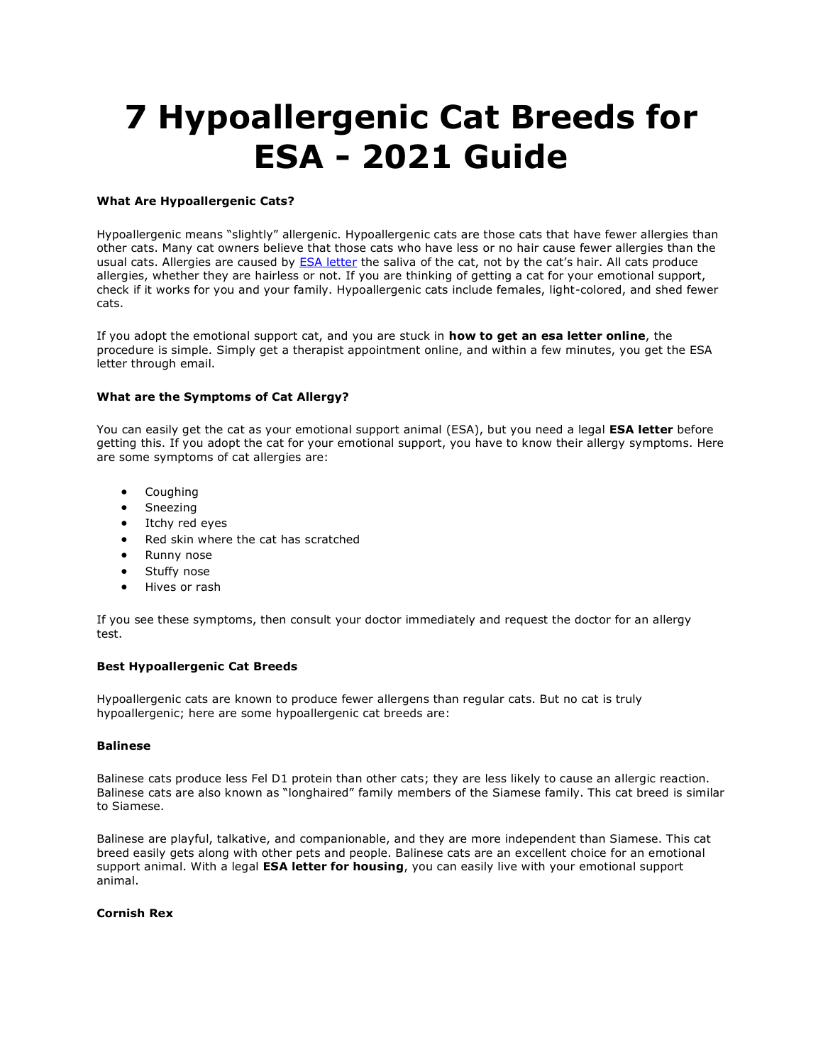# 7 Hypoallergenic Cat Breeds for ESA - 2021 Guide

**What Are Hypoallergenic Cats?**

Hypoallergenic means "slightly" allergenic. Hypoallergenic cats are those cats that have fewer allergies than other cats. Many cat owners believe that those cats who have less or no hair cause fewer allergies than the usual cats. Allergies are caused by [ESA letter] the saliva of the cat, not by the cat's hair. All cats produce allergies, whether they are hairless or not. If you are thinking of getting a cat for your emotional support, check if it works for you and your family. Hypoallergenic cats include females, light-colored, and shed fewer cats.

If you adopt the emotional support cat, and you are stuck in **how to get an esa letter online**, the procedure is simple. Simply get a therapist appointment online, and within a few minutes, you get the ESA letter through email.

**What are the Symptoms of Cat Allergy?**

You can easily get the cat as your emotional support animal (ESA), but you need a legal **ESA letter** before getting this. If you adopt the cat for your emotional support, you have to know their allergy symptoms. Here are some symptoms of cat allergies are:

- Coughing
- Sneezing
- Itchy red eyes
- Red skin where the cat has scratched
- Runny nose
- Stuffy nose
- Hives or rash

If you see these symptoms, then consult your doctor immediately and request the doctor for an allergy test.

**Best Hypoallergenic Cat Breeds**

Hypoallergenic cats are known to produce fewer allergens than regular cats. But no cat is truly hypoallergenic; here are some hypoallergenic cat breeds are:

**Balinese**

Balinese cats produce less Fel D1 protein than other cats; they are less likely to cause an allergic reaction. Balinese cats are also known as "longhaired" family members of the Siamese family. This cat breed is similar to Siamese.

Balinese are playful, talkative, and companionable, and they are more independent than Siamese. This cat breed easily gets along with other pets and people. Balinese cats are an excellent choice for an emotional support animal. With a legal **ESA letter for housing**, you can easily live with your emotional support animal.

**Cornish Rex**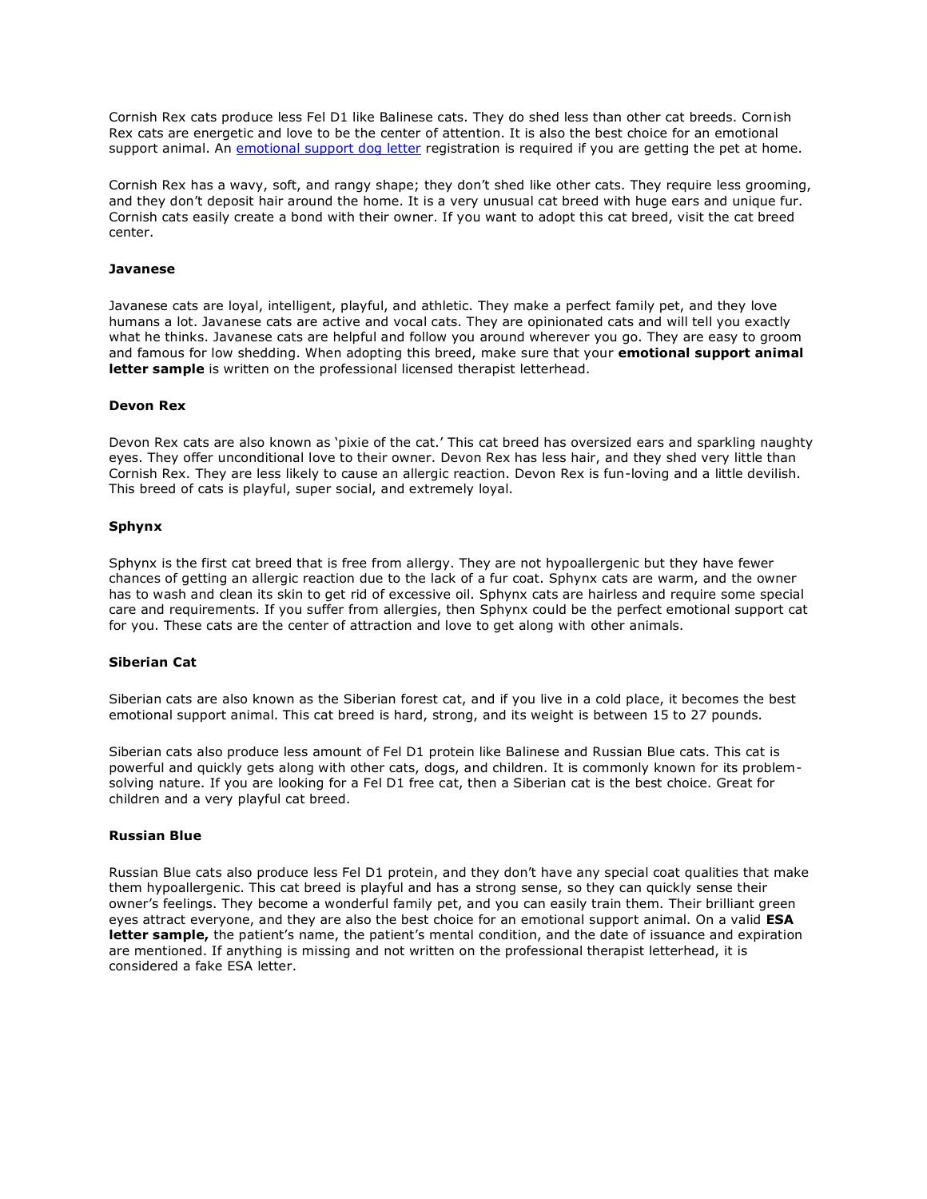Cornish Rex cats produce less Fel D1 like Balinese cats. They do shed less than other cat breeds. Cornish Rex cats are energetic and love to be the center of attention. It is also the best choice for an emotional support animal. An [emotional support dog letter]() registration is required if you are getting the pet at home.

Cornish Rex has a wavy, soft, and rangy shape; they don't shed like other cats. They require less grooming, and they don't deposit hair around the home. It is a very unusual cat breed with huge ears and unique fur. Cornish cats easily create a bond with their owner. If you want to adopt this cat breed, visit the cat breed center.

**Javanese**

Javanese cats are loyal, intelligent, playful, and athletic. They make a perfect family pet, and they love humans a lot. Javanese cats are active and vocal cats. They are opinionated cats and will tell you exactly what he thinks. Javanese cats are helpful and follow you around wherever you go. They are easy to groom and famous for low shedding. When adopting this breed, make sure that your **emotional support animal letter sample** is written on the professional licensed therapist letterhead.

**Devon Rex**

Devon Rex cats are also known as 'pixie of the cat.' This cat breed has oversized ears and sparkling naughty eyes. They offer unconditional love to their owner. Devon Rex has less hair, and they shed very little than Cornish Rex. They are less likely to cause an allergic reaction. Devon Rex is fun-loving and a little devilish. This breed of cats is playful, super social, and extremely loyal.

**Sphynx**

Sphynx is the first cat breed that is free from allergy. They are not hypoallergenic but they have fewer chances of getting an allergic reaction due to the lack of a fur coat. Sphynx cats are warm, and the owner has to wash and clean its skin to get rid of excessive oil. Sphynx cats are hairless and require some special care and requirements. If you suffer from allergies, then Sphynx could be the perfect emotional support cat for you. These cats are the center of attraction and love to get along with other animals.

**Siberian Cat**

Siberian cats are also known as the Siberian forest cat, and if you live in a cold place, it becomes the best emotional support animal. This cat breed is hard, strong, and its weight is between 15 to 27 pounds.

Siberian cats also produce less amount of Fel D1 protein like Balinese and Russian Blue cats. This cat is powerful and quickly gets along with other cats, dogs, and children. It is commonly known for its problem-solving nature. If you are looking for a Fel D1 free cat, then a Siberian cat is the best choice. Great for children and a very playful cat breed.

**Russian Blue**

Russian Blue cats also produce less Fel D1 protein, and they don't have any special coat qualities that make them hypoallergenic. This cat breed is playful and has a strong sense, so they can quickly sense their owner's feelings. They become a wonderful family pet, and you can easily train them. Their brilliant green eyes attract everyone, and they are also the best choice for an emotional support animal. On a valid **ESA letter sample,** the patient's name, the patient's mental condition, and the date of issuance and expiration are mentioned. If anything is missing and not written on the professional therapist letterhead, it is considered a fake ESA letter.